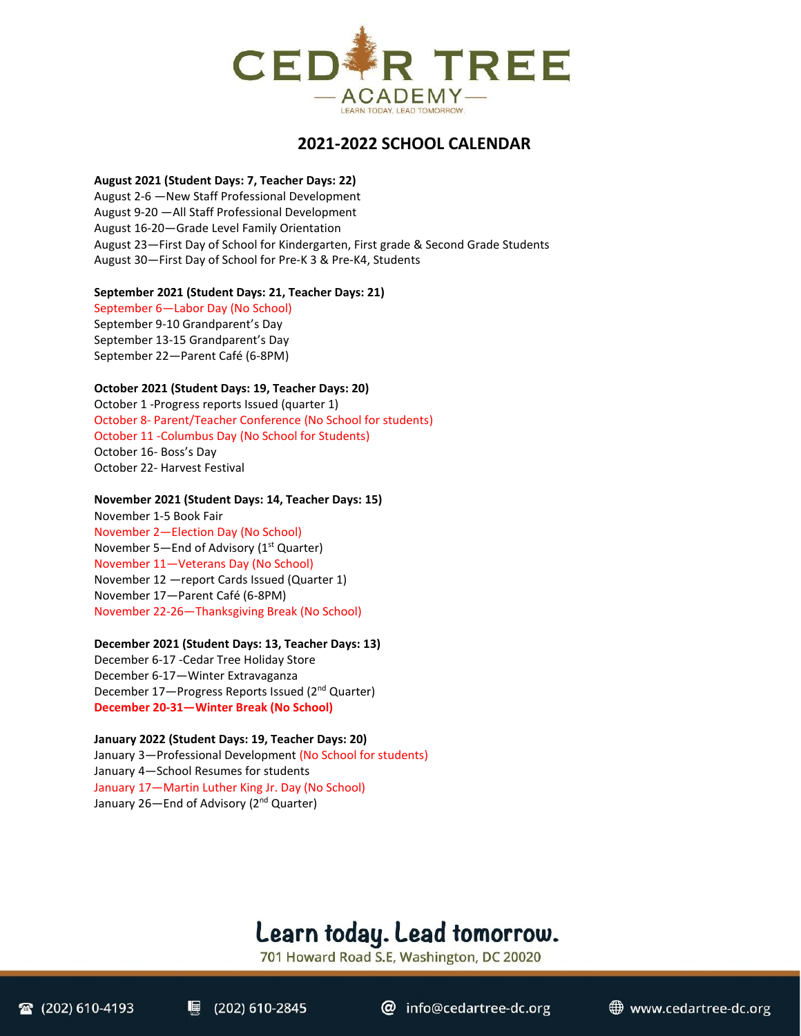# CEDAR TREE ACADEMY

LEARN TODAY. LEAD TOMORROW.

## 2021-2022 SCHOOL CALENDAR

**August 2021 (Student Days: 7, Teacher Days: 22)**
August 2-6 —New Staff Professional Development
August 9-20 —All Staff Professional Development
August 16-20—Grade Level Family Orientation
August 23—First Day of School for Kindergarten, First grade & Second Grade Students
August 30—First Day of School for Pre-K 3 & Pre-K4, Students

**September 2021 (Student Days: 21, Teacher Days: 21)**
September 6—Labor Day (No School)
September 9-10 Grandparent's Day
September 13-15 Grandparent's Day
September 22—Parent Café (6-8PM)

**October 2021 (Student Days: 19, Teacher Days: 20)**
October 1 -Progress reports Issued (quarter 1)
October 8- Parent/Teacher Conference (No School for students)
October 11 -Columbus Day (No School for Students)
October 16- Boss's Day
October 22- Harvest Festival

**November 2021 (Student Days: 14, Teacher Days: 15)**
November 1-5 Book Fair
November 2—Election Day (No School)
November 5—End of Advisory (1st Quarter)
November 11—Veterans Day (No School)
November 12 —report Cards Issued (Quarter 1)
November 17—Parent Café (6-8PM)
November 22-26—Thanksgiving Break (No School)

**December 2021 (Student Days: 13, Teacher Days: 13)**
December 6-17 -Cedar Tree Holiday Store
December 6-17—Winter Extravaganza
December 17—Progress Reports Issued (2nd Quarter)
**December 20-31—Winter Break (No School)**

**January 2022 (Student Days: 19, Teacher Days: 20)**
January 3—Professional Development (No School for students)
January 4—School Resumes for students
January 17—Martin Luther King Jr. Day (No School)
January 26—End of Advisory (2nd Quarter)

Learn today. Lead tomorrow.

701 Howard Road S.E, Washington, DC 20020

(202) 610-4193 | (202) 610-2845 | info@cedartree-dc.org | www.cedartree-dc.org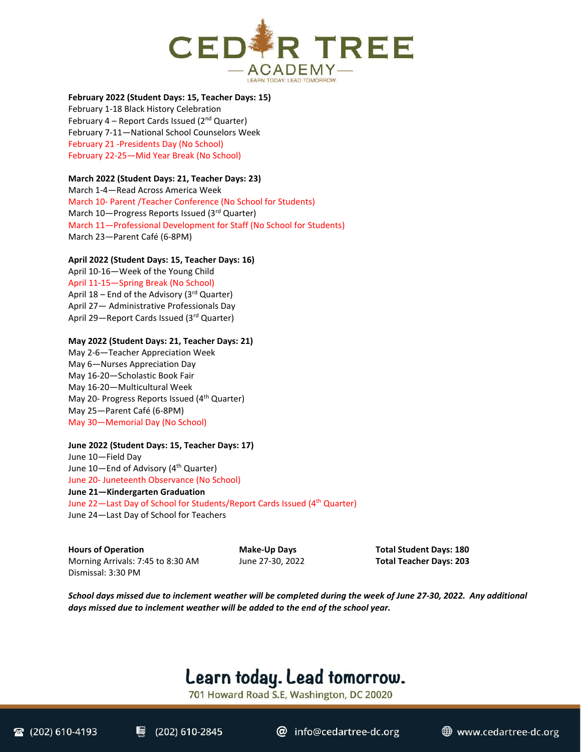**February 2022 (Student Days: 15, Teacher Days: 15)**
February 1-18 Black History Celebration
February 4 – Report Cards Issued (2nd Quarter)
February 7-11—National School Counselors Week
February 21 -Presidents Day (No School)
February 22-25—Mid Year Break (No School)

**March 2022 (Student Days: 21, Teacher Days: 23)**
March 1-4—Read Across America Week
March 10- Parent /Teacher Conference (No School for Students)
March 10—Progress Reports Issued (3rd Quarter)
March 11—Professional Development for Staff (No School for Students)
March 23—Parent Café (6-8PM)

**April 2022 (Student Days: 15, Teacher Days: 16)**
April 10-16—Week of the Young Child
April 11-15—Spring Break (No School)
April 18 – End of the Advisory (3rd Quarter)
April 27— Administrative Professionals Day
April 29—Report Cards Issued (3rd Quarter)

**May 2022 (Student Days: 21, Teacher Days: 21)**
May 2-6—Teacher Appreciation Week
May 6—Nurses Appreciation Day
May 16-20—Scholastic Book Fair
May 16-20—Multicultural Week
May 20- Progress Reports Issued (4th Quarter)
May 25—Parent Café (6-8PM)
May 30—Memorial Day (No School)

**June 2022 (Student Days: 15, Teacher Days: 17)**
June 10—Field Day
June 10—End of Advisory (4th Quarter)
June 20- Juneteenth Observance (No School)
**June 21—Kindergarten Graduation**
June 22—Last Day of School for Students/Report Cards Issued (4th Quarter)
June 24—Last Day of School for Teachers

**Hours of Operation**
Morning Arrivals: 7:45 to 8:30 AM
Dismissal: 3:30 PM

**Make-Up Days**
June 27-30, 2022

**Total Student Days: 180**
**Total Teacher Days: 203**

***School days missed due to inclement weather will be completed during the week of June 27-30, 2022. Any additional days missed due to inclement weather will be added to the end of the school year.***

Learn today. Lead tomorrow.
701 Howard Road S.E, Washington, DC 20020

(202) 610-4193 (202) 610-2845 info@cedartree-dc.org www.cedartree-dc.org